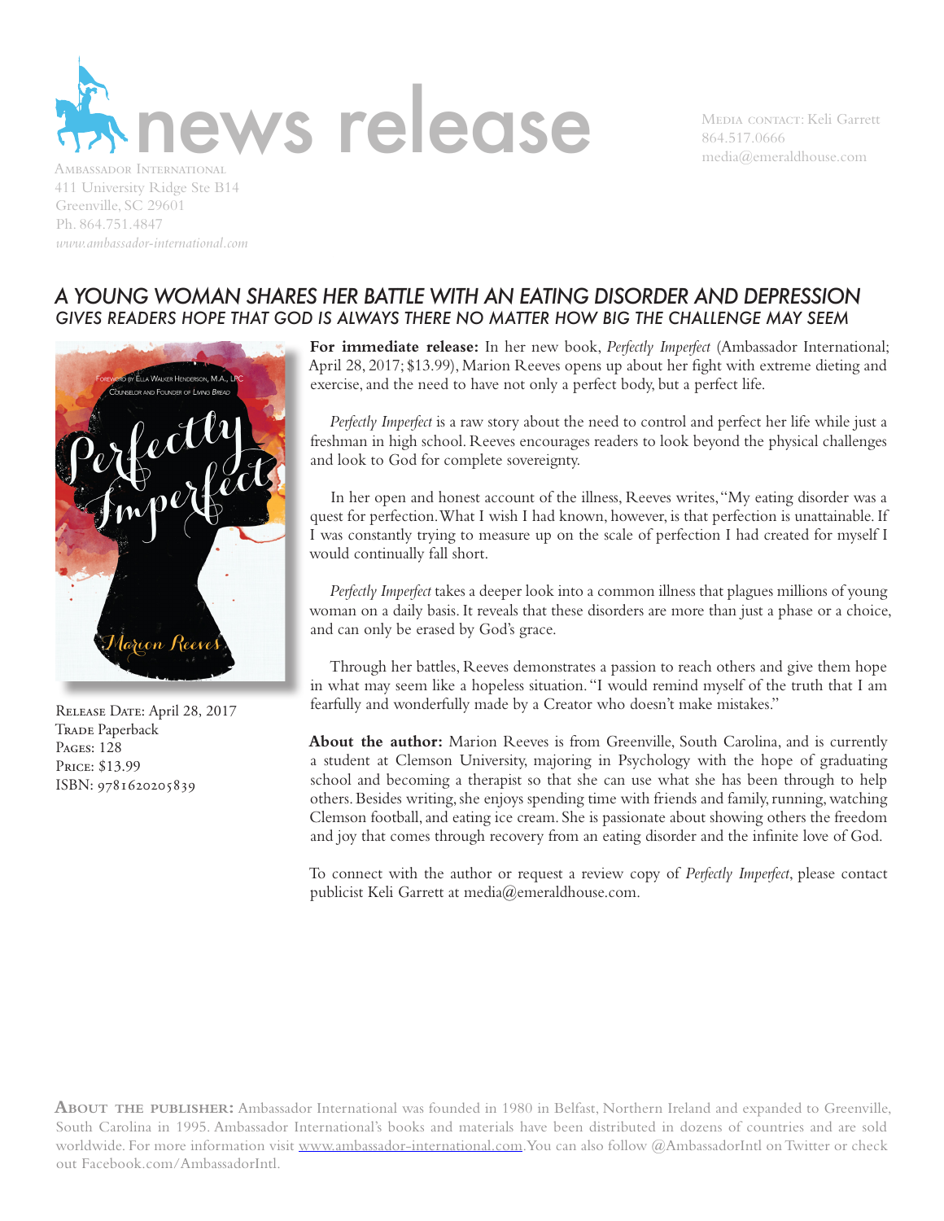# news release

AMBASSADOR INTERNATIONAL
411 University Ridge Ste B14
Greenville, SC 29601
Ph. 864.751.4847
*www.ambassador-international.com*

MEDIA CONTACT: Keli Garrett
864.517.0666
media@emeraldhouse.com

## *A YOUNG WOMAN SHARES HER BATTLE WITH AN EATING DISORDER AND DEPRESSION*

### *GIVES READERS HOPE THAT GOD IS ALWAYS THERE NO MATTER HOW BIG THE CHALLENGE MAY SEEM*

RELEASE DATE: April 28, 2017
TRADE Paperback
PAGES: 128
PRICE: $13.99
ISBN: 9781620205839

**For immediate release:** In her new book, *Perfectly Imperfect* (Ambassador International; April 28, 2017; $13.99), Marion Reeves opens up about her fight with extreme dieting and exercise, and the need to have not only a perfect body, but a perfect life.

*Perfectly Imperfect* is a raw story about the need to control and perfect her life while just a freshman in high school. Reeves encourages readers to look beyond the physical challenges and look to God for complete sovereignty.

In her open and honest account of the illness, Reeves writes, "My eating disorder was a quest for perfection. What I wish I had known, however, is that perfection is unattainable. If I was constantly trying to measure up on the scale of perfection I had created for myself I would continually fall short.

*Perfectly Imperfect* takes a deeper look into a common illness that plagues millions of young woman on a daily basis. It reveals that these disorders are more than just a phase or a choice, and can only be erased by God's grace.

Through her battles, Reeves demonstrates a passion to reach others and give them hope in what may seem like a hopeless situation. "I would remind myself of the truth that I am fearfully and wonderfully made by a Creator who doesn't make mistakes."

**About the author:** Marion Reeves is from Greenville, South Carolina, and is currently a student at Clemson University, majoring in Psychology with the hope of graduating school and becoming a therapist so that she can use what she has been through to help others. Besides writing, she enjoys spending time with friends and family, running, watching Clemson football, and eating ice cream. She is passionate about showing others the freedom and joy that comes through recovery from an eating disorder and the infinite love of God.

To connect with the author or request a review copy of *Perfectly Imperfect*, please contact publicist Keli Garrett at media@emeraldhouse.com.

**ABOUT THE PUBLISHER:** Ambassador International was founded in 1980 in Belfast, Northern Ireland and expanded to Greenville, South Carolina in 1995. Ambassador International's books and materials have been distributed in dozens of countries and are sold worldwide. For more information visit www.ambassador-international.com. You can also follow @AmbassadorIntl on Twitter or check out Facebook.com/AmbassadorIntl.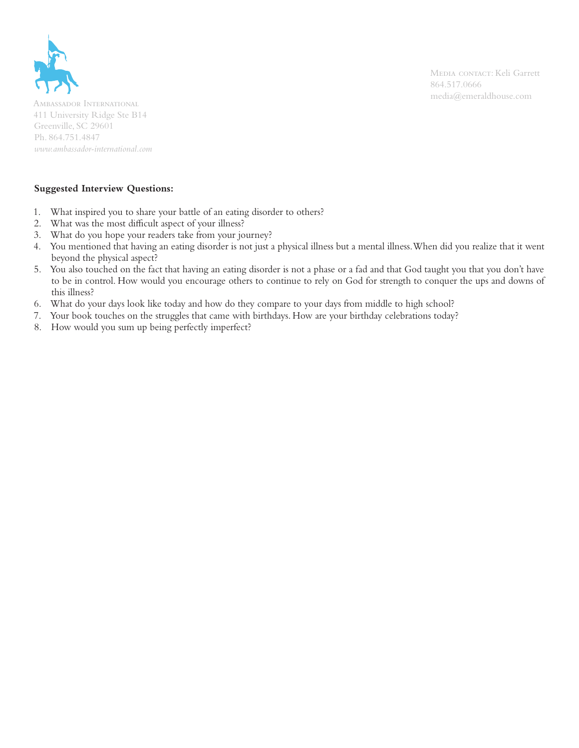Ambassador International
411 University Ridge Ste B14
Greenville, SC 29601
Ph. 864.751.4847
*www.ambassador-international.com*

Media contact: Keli Garrett
864.517.0666
media@emeraldhouse.com

**Suggested Interview Questions:**

1. What inspired you to share your battle of an eating disorder to others?
2. What was the most difficult aspect of your illness?
3. What do you hope your readers take from your journey?
4. You mentioned that having an eating disorder is not just a physical illness but a mental illness. When did you realize that it went beyond the physical aspect?
5. You also touched on the fact that having an eating disorder is not a phase or a fad and that God taught you that you don't have to be in control. How would you encourage others to continue to rely on God for strength to conquer the ups and downs of this illness?
6. What do your days look like today and how do they compare to your days from middle to high school?
7. Your book touches on the struggles that came with birthdays. How are your birthday celebrations today?
8. How would you sum up being perfectly imperfect?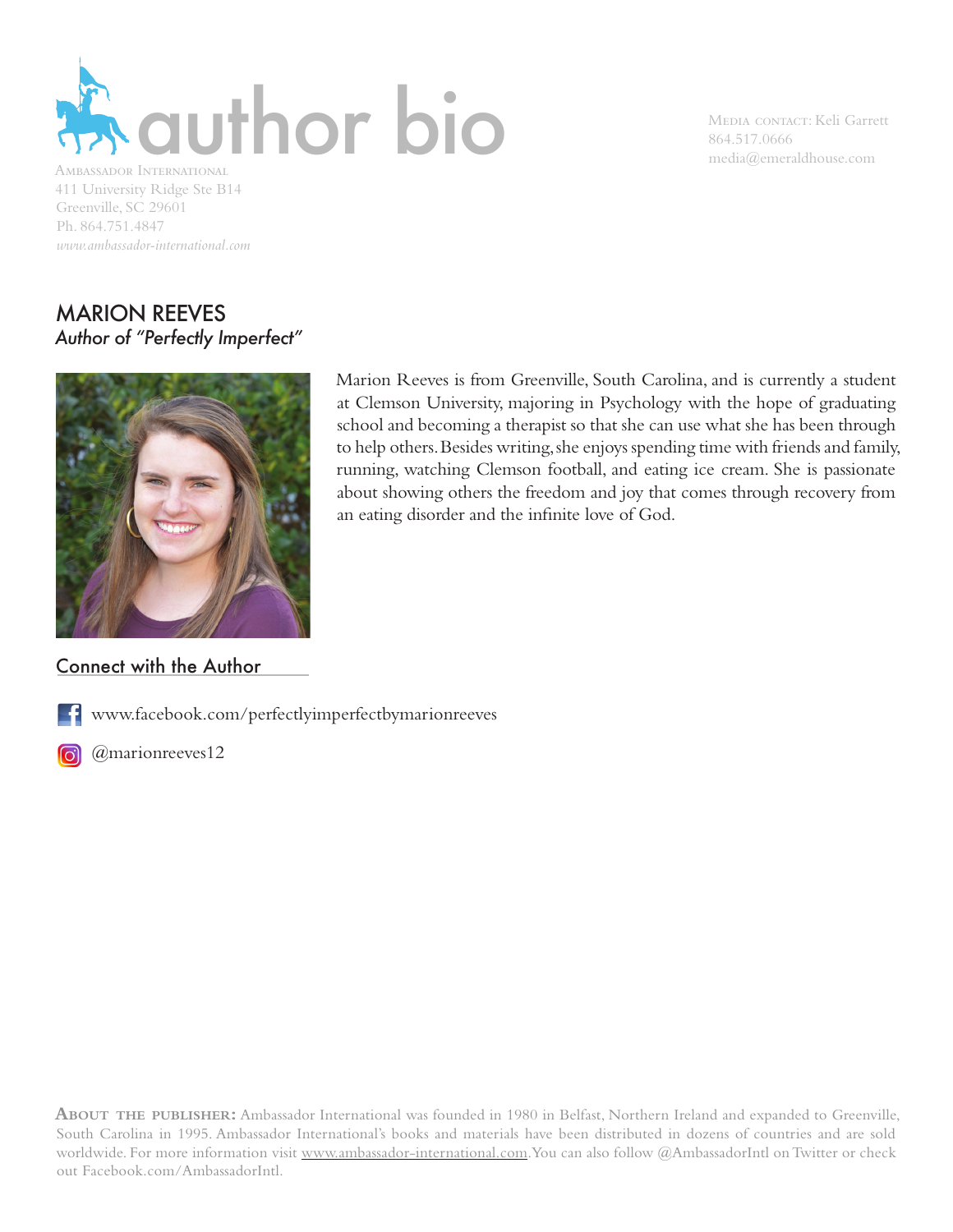# author bio

Ambassador International
411 University Ridge Ste B14
Greenville, SC 29601
Ph. 864.751.4847
*www.ambassador-international.com*

Media contact: Keli Garrett
864.517.0666
media@emeraldhouse.com

## MARION REEVES

*Author of "Perfectly Imperfect"*

Marion Reeves is from Greenville, South Carolina, and is currently a student at Clemson University, majoring in Psychology with the hope of graduating school and becoming a therapist so that she can use what she has been through to help others. Besides writing, she enjoys spending time with friends and family, running, watching Clemson football, and eating ice cream. She is passionate about showing others the freedom and joy that comes through recovery from an eating disorder and the infinite love of God.

### Connect with the Author

www.facebook.com/perfectlyimperfectbymarionreeves

@marionreeves12

**About the publisher:** Ambassador International was founded in 1980 in Belfast, Northern Ireland and expanded to Greenville, South Carolina in 1995. Ambassador International's books and materials have been distributed in dozens of countries and are sold worldwide. For more information visit www.ambassador-international.com. You can also follow @AmbassadorIntl on Twitter or check out Facebook.com/AmbassadorIntl.